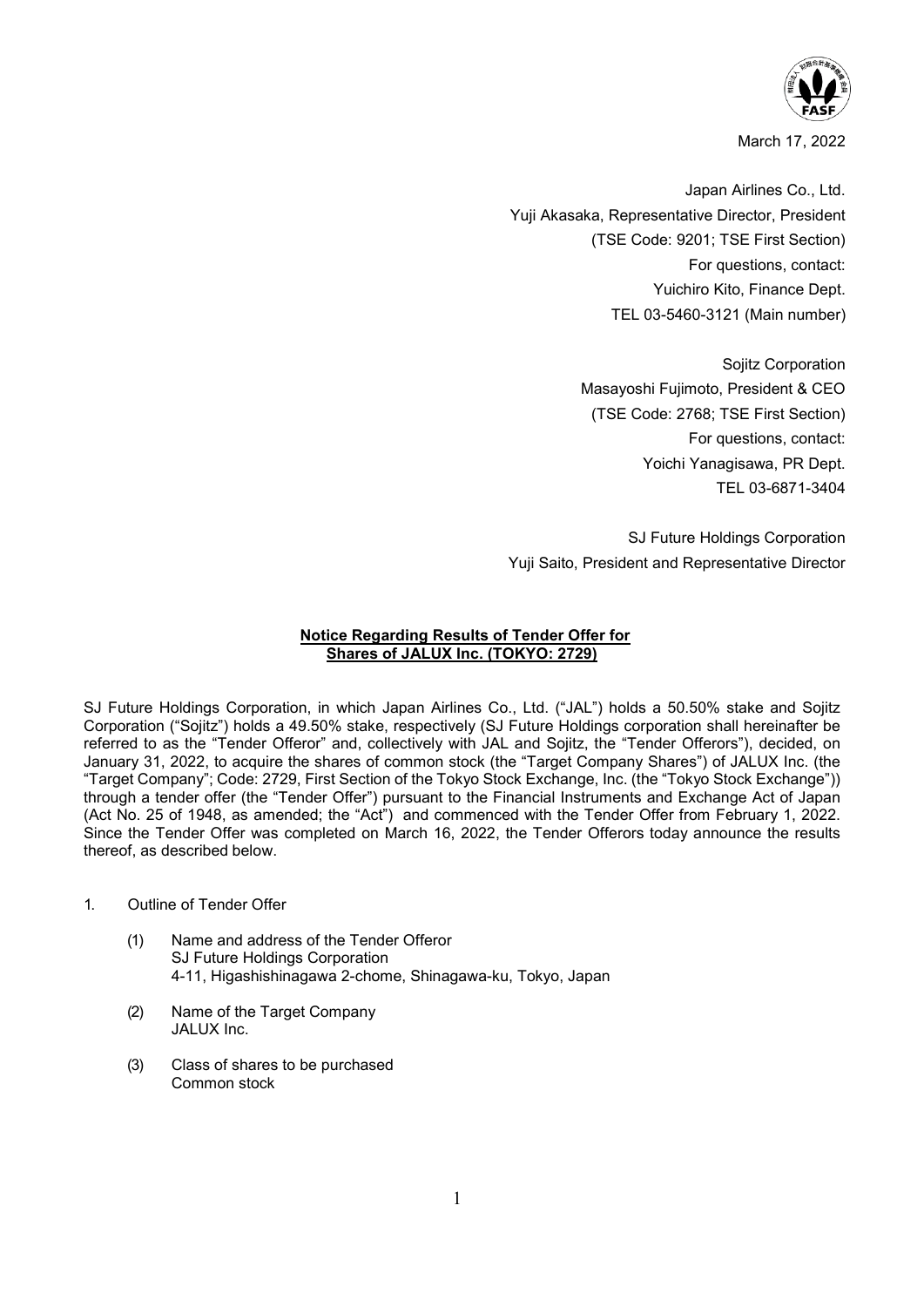March 17, 2022

Japan Airlines Co., Ltd.
Yuji Akasaka, Representative Director, President
(TSE Code: 9201; TSE First Section)
For questions, contact:
Yuichiro Kito, Finance Dept.
TEL 03-5460-3121 (Main number)

Sojitz Corporation
Masayoshi Fujimoto, President & CEO
(TSE Code: 2768; TSE First Section)
For questions, contact:
Yoichi Yanagisawa, PR Dept.
TEL 03-6871-3404

SJ Future Holdings Corporation
Yuji Saito, President and Representative Director

**Notice Regarding Results of Tender Offer for Shares of JALUX Inc. (TOKYO: 2729)**

SJ Future Holdings Corporation, in which Japan Airlines Co., Ltd. ("JAL") holds a 50.50% stake and Sojitz Corporation ("Sojitz") holds a 49.50% stake, respectively (SJ Future Holdings corporation shall hereinafter be referred to as the "Tender Offeror" and, collectively with JAL and Sojitz, the "Tender Offerors"), decided, on January 31, 2022, to acquire the shares of common stock (the "Target Company Shares") of JALUX Inc. (the "Target Company"; Code: 2729, First Section of the Tokyo Stock Exchange, Inc. (the "Tokyo Stock Exchange")) through a tender offer (the "Tender Offer") pursuant to the Financial Instruments and Exchange Act of Japan (Act No. 25 of 1948, as amended; the "Act") and commenced with the Tender Offer from February 1, 2022. Since the Tender Offer was completed on March 16, 2022, the Tender Offerors today announce the results thereof, as described below.

1. Outline of Tender Offer

   (1) Name and address of the Tender Offeror
   SJ Future Holdings Corporation
   4-11, Higashishinagawa 2-chome, Shinagawa-ku, Tokyo, Japan

   (2) Name of the Target Company
   JALUX Inc.

   (3) Class of shares to be purchased
   Common stock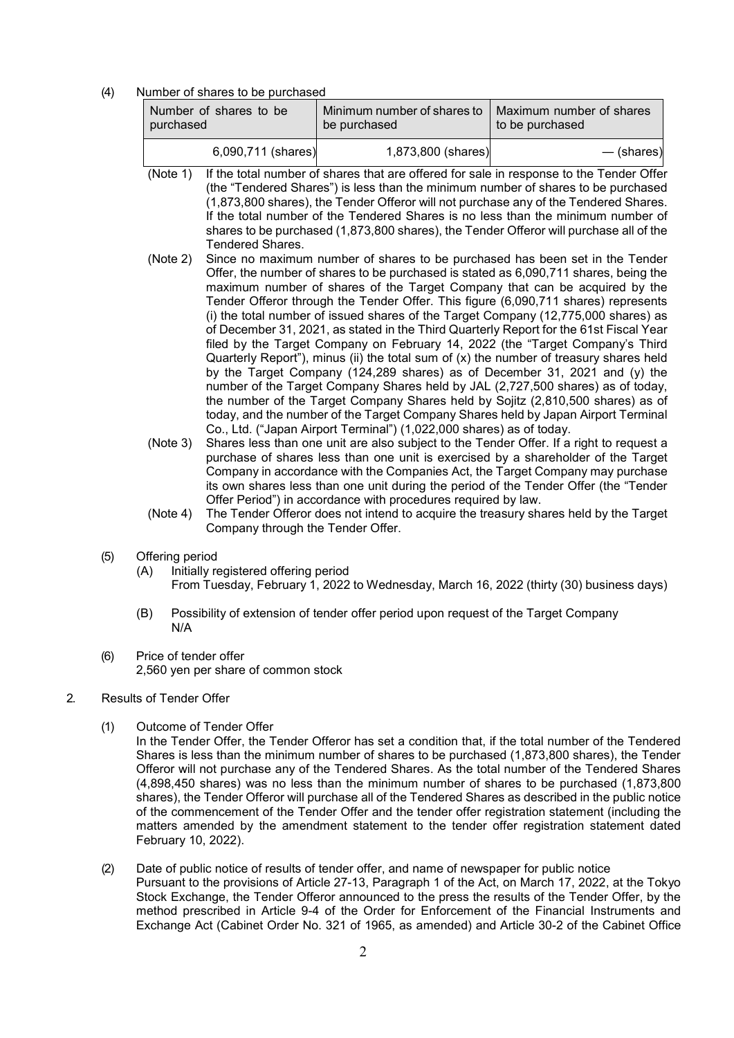(4) Number of shares to be purchased

| Number of shares to be purchased | Minimum number of shares to be purchased | Maximum number of shares to be purchased |
|---|---|---|
| 6,090,711 (shares) | 1,873,800 (shares) | — (shares) |

(Note 1) If the total number of shares that are offered for sale in response to the Tender Offer (the "Tendered Shares") is less than the minimum number of shares to be purchased (1,873,800 shares), the Tender Offeror will not purchase any of the Tendered Shares. If the total number of the Tendered Shares is no less than the minimum number of shares to be purchased (1,873,800 shares), the Tender Offeror will purchase all of the Tendered Shares.

(Note 2) Since no maximum number of shares to be purchased has been set in the Tender Offer, the number of shares to be purchased is stated as 6,090,711 shares, being the maximum number of shares of the Target Company that can be acquired by the Tender Offeror through the Tender Offer. This figure (6,090,711 shares) represents (i) the total number of issued shares of the Target Company (12,775,000 shares) as of December 31, 2021, as stated in the Third Quarterly Report for the 61st Fiscal Year filed by the Target Company on February 14, 2022 (the "Target Company's Third Quarterly Report"), minus (ii) the total sum of (x) the number of treasury shares held by the Target Company (124,289 shares) as of December 31, 2021 and (y) the number of the Target Company Shares held by JAL (2,727,500 shares) as of today, the number of the Target Company Shares held by Sojitz (2,810,500 shares) as of today, and the number of the Target Company Shares held by Japan Airport Terminal Co., Ltd. ("Japan Airport Terminal") (1,022,000 shares) as of today.

(Note 3) Shares less than one unit are also subject to the Tender Offer. If a right to request a purchase of shares less than one unit is exercised by a shareholder of the Target Company in accordance with the Companies Act, the Target Company may purchase its own shares less than one unit during the period of the Tender Offer (the "Tender Offer Period") in accordance with procedures required by law.

(Note 4) The Tender Offeror does not intend to acquire the treasury shares held by the Target Company through the Tender Offer.

(5) Offering period

(A) Initially registered offering period
From Tuesday, February 1, 2022 to Wednesday, March 16, 2022 (thirty (30) business days)

(B) Possibility of extension of tender offer period upon request of the Target Company
N/A

(6) Price of tender offer
2,560 yen per share of common stock

2. Results of Tender Offer

(1) Outcome of Tender Offer
In the Tender Offer, the Tender Offeror has set a condition that, if the total number of the Tendered Shares is less than the minimum number of shares to be purchased (1,873,800 shares), the Tender Offeror will not purchase any of the Tendered Shares. As the total number of the Tendered Shares (4,898,450 shares) was no less than the minimum number of shares to be purchased (1,873,800 shares), the Tender Offeror will purchase all of the Tendered Shares as described in the public notice of the commencement of the Tender Offer and the tender offer registration statement (including the matters amended by the amendment statement to the tender offer registration statement dated February 10, 2022).

(2) Date of public notice of results of tender offer, and name of newspaper for public notice
Pursuant to the provisions of Article 27-13, Paragraph 1 of the Act, on March 17, 2022, at the Tokyo Stock Exchange, the Tender Offeror announced to the press the results of the Tender Offer, by the method prescribed in Article 9-4 of the Order for Enforcement of the Financial Instruments and Exchange Act (Cabinet Order No. 321 of 1965, as amended) and Article 30-2 of the Cabinet Office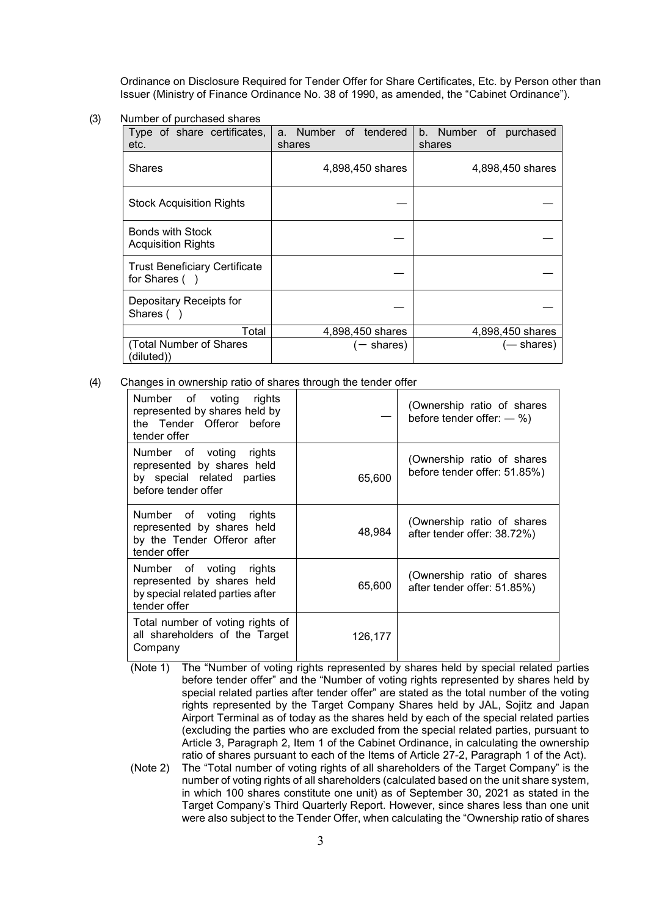Ordinance on Disclosure Required for Tender Offer for Share Certificates, Etc. by Person other than Issuer (Ministry of Finance Ordinance No. 38 of 1990, as amended, the "Cabinet Ordinance").

(3) Number of purchased shares

| Type of share certificates, etc. | a. Number of tendered shares | b. Number of purchased shares |
|---|---|---|
| Shares | 4,898,450 shares | 4,898,450 shares |
| Stock Acquisition Rights | — | — |
| Bonds with Stock Acquisition Rights | — | — |
| Trust Beneficiary Certificate for Shares ( ) | — | — |
| Depositary Receipts for Shares ( ) | — | — |
| Total | 4,898,450 shares | 4,898,450 shares |
| (Total Number of Shares (diluted)) | (— shares) | (— shares) |

(4) Changes in ownership ratio of shares through the tender offer

| | | |
|---|---|---|
| Number of voting rights represented by shares held by the Tender Offeror before tender offer | — | (Ownership ratio of shares before tender offer: — %) |
| Number of voting rights represented by shares held by special related parties before tender offer | 65,600 | (Ownership ratio of shares before tender offer: 51.85%) |
| Number of voting rights represented by shares held by the Tender Offeror after tender offer | 48,984 | (Ownership ratio of shares after tender offer: 38.72%) |
| Number of voting rights represented by shares held by special related parties after tender offer | 65,600 | (Ownership ratio of shares after tender offer: 51.85%) |
| Total number of voting rights of all shareholders of the Target Company | 126,177 | |

(Note 1) The "Number of voting rights represented by shares held by special related parties before tender offer" and the "Number of voting rights represented by shares held by special related parties after tender offer" are stated as the total number of the voting rights represented by the Target Company Shares held by JAL, Sojitz and Japan Airport Terminal as of today as the shares held by each of the special related parties (excluding the parties who are excluded from the special related parties, pursuant to Article 3, Paragraph 2, Item 1 of the Cabinet Ordinance, in calculating the ownership ratio of shares pursuant to each of the Items of Article 27-2, Paragraph 1 of the Act).

(Note 2) The "Total number of voting rights of all shareholders of the Target Company" is the number of voting rights of all shareholders (calculated based on the unit share system, in which 100 shares constitute one unit) as of September 30, 2021 as stated in the Target Company's Third Quarterly Report. However, since shares less than one unit were also subject to the Tender Offer, when calculating the "Ownership ratio of shares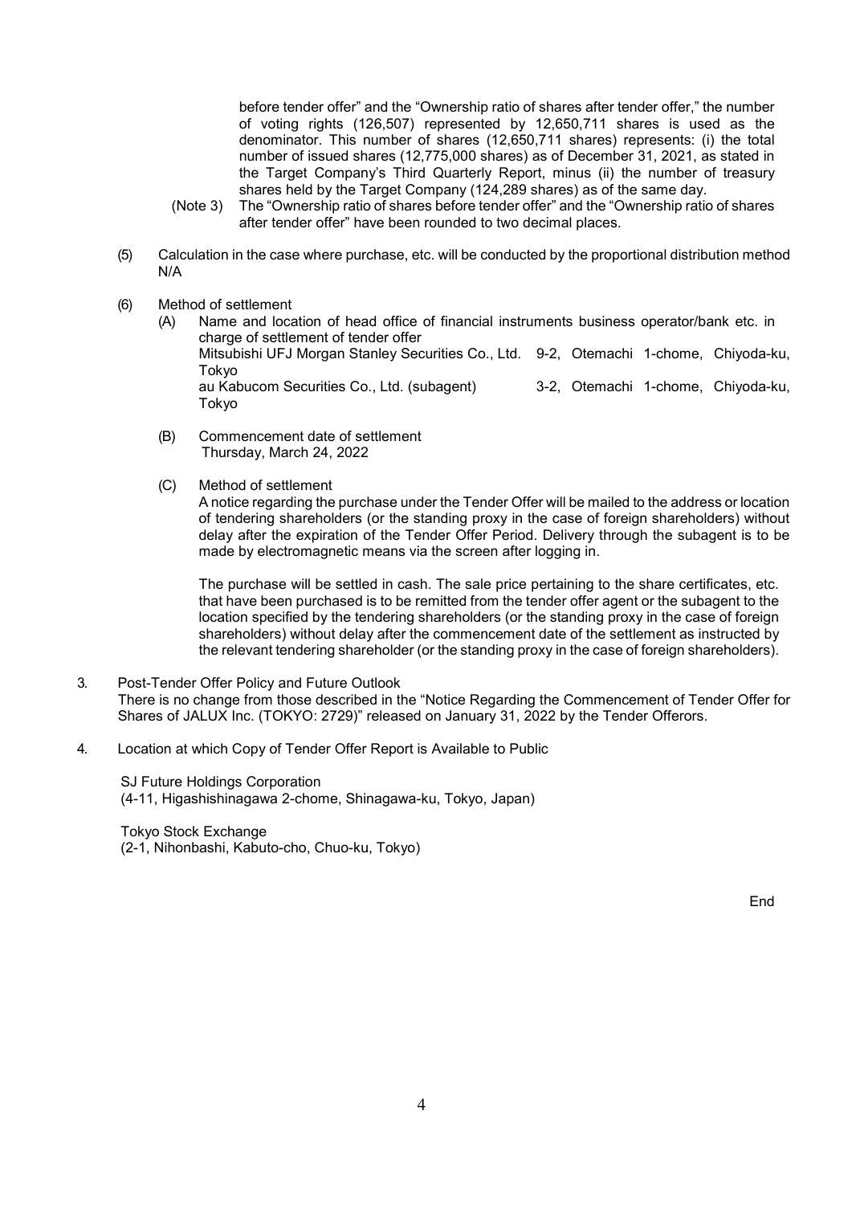before tender offer" and the "Ownership ratio of shares after tender offer," the number of voting rights (126,507) represented by 12,650,711 shares is used as the denominator. This number of shares (12,650,711 shares) represents: (i) the total number of issued shares (12,775,000 shares) as of December 31, 2021, as stated in the Target Company's Third Quarterly Report, minus (ii) the number of treasury shares held by the Target Company (124,289 shares) as of the same day.

(Note 3) The "Ownership ratio of shares before tender offer" and the "Ownership ratio of shares after tender offer" have been rounded to two decimal places.

(5) Calculation in the case where purchase, etc. will be conducted by the proportional distribution method
N/A

(6) Method of settlement

(A) Name and location of head office of financial instruments business operator/bank etc. in charge of settlement of tender offer

| | |
|---|---|
| Mitsubishi UFJ Morgan Stanley Securities Co., Ltd. | 9-2, Otemachi 1-chome, Chiyoda-ku, Tokyo |
| au Kabucom Securities Co., Ltd. (subagent) | 3-2, Otemachi 1-chome, Chiyoda-ku, Tokyo |

(B) Commencement date of settlement
Thursday, March 24, 2022

(C) Method of settlement
A notice regarding the purchase under the Tender Offer will be mailed to the address or location of tendering shareholders (or the standing proxy in the case of foreign shareholders) without delay after the expiration of the Tender Offer Period. Delivery through the subagent is to be made by electromagnetic means via the screen after logging in.

The purchase will be settled in cash. The sale price pertaining to the share certificates, etc. that have been purchased is to be remitted from the tender offer agent or the subagent to the location specified by the tendering shareholders (or the standing proxy in the case of foreign shareholders) without delay after the commencement date of the settlement as instructed by the relevant tendering shareholder (or the standing proxy in the case of foreign shareholders).

3. Post-Tender Offer Policy and Future Outlook
There is no change from those described in the "Notice Regarding the Commencement of Tender Offer for Shares of JALUX Inc. (TOKYO: 2729)" released on January 31, 2022 by the Tender Offerors.

4. Location at which Copy of Tender Offer Report is Available to Public

SJ Future Holdings Corporation
(4-11, Higashishinagawa 2-chome, Shinagawa-ku, Tokyo, Japan)

Tokyo Stock Exchange
(2-1, Nihonbashi, Kabuto-cho, Chuo-ku, Tokyo)

End